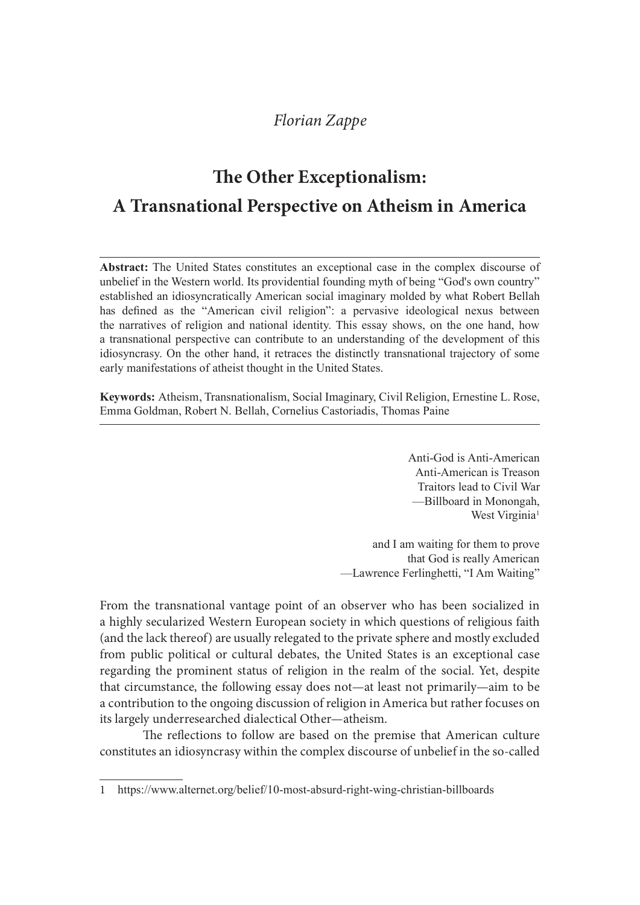*Florian Zappe*

# The Other Exceptionalism: A Transnational Perspective on Atheism in America

**Abstract:** The United States constitutes an exceptional case in the complex discourse of unbelief in the Western world. Its providential founding myth of being "God's own country" established an idiosyncratically American social imaginary molded by what Robert Bellah has defined as the "American civil religion": a pervasive ideological nexus between the narratives of religion and national identity. This essay shows, on the one hand, how a transnational perspective can contribute to an understanding of the development of this idiosyncrasy. On the other hand, it retraces the distinctly transnational trajectory of some early manifestations of atheist thought in the United States.

**Keywords:** Atheism, Transnationalism, Social Imaginary, Civil Religion, Ernestine L. Rose, Emma Goldman, Robert N. Bellah, Cornelius Castoriadis, Thomas Paine

> Anti-God is Anti-American
> Anti-American is Treason
> Traitors lead to Civil War
> —Billboard in Monongah, West Virginia[1]

> and I am waiting for them to prove
> that God is really American
> —Lawrence Ferlinghetti, "I Am Waiting"

From the transnational vantage point of an observer who has been socialized in a highly secularized Western European society in which questions of religious faith (and the lack thereof) are usually relegated to the private sphere and mostly excluded from public political or cultural debates, the United States is an exceptional case regarding the prominent status of religion in the realm of the social. Yet, despite that circumstance, the following essay does not—at least not primarily—aim to be a contribution to the ongoing discussion of religion in America but rather focuses on its largely underresearched dialectical Other—atheism.

The reflections to follow are based on the premise that American culture constitutes an idiosyncrasy within the complex discourse of unbelief in the so-called

---

1 https://www.alternet.org/belief/10-most-absurd-right-wing-christian-billboards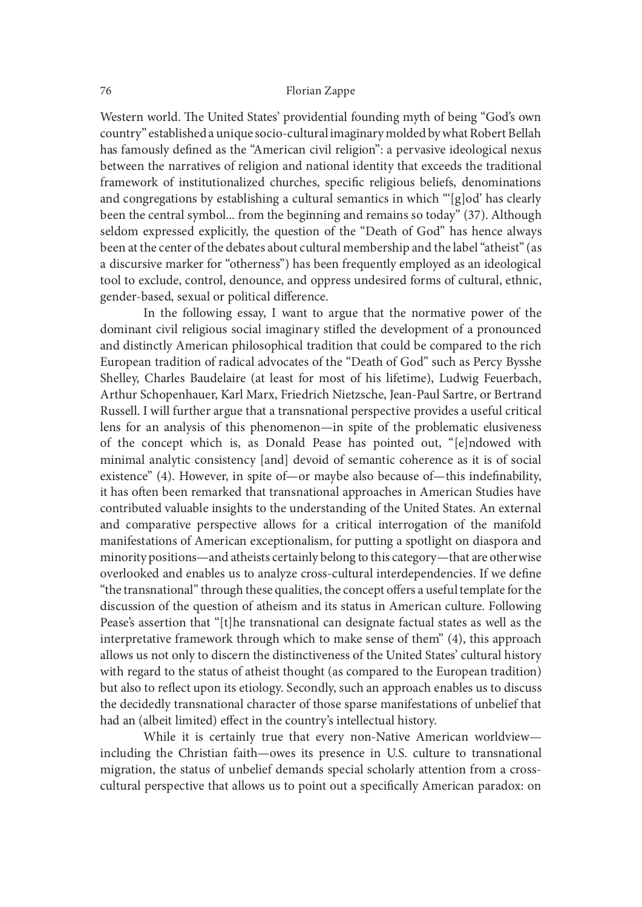Western world. The United States' providential founding myth of being "God's own country" established a unique socio-cultural imaginary molded by what Robert Bellah has famously defined as the "American civil religion": a pervasive ideological nexus between the narratives of religion and national identity that exceeds the traditional framework of institutionalized churches, specific religious beliefs, denominations and congregations by establishing a cultural semantics in which "'[g]od' has clearly been the central symbol... from the beginning and remains so today" (37). Although seldom expressed explicitly, the question of the "Death of God" has hence always been at the center of the debates about cultural membership and the label "atheist" (as a discursive marker for "otherness") has been frequently employed as an ideological tool to exclude, control, denounce, and oppress undesired forms of cultural, ethnic, gender-based, sexual or political difference.

In the following essay, I want to argue that the normative power of the dominant civil religious social imaginary stifled the development of a pronounced and distinctly American philosophical tradition that could be compared to the rich European tradition of radical advocates of the "Death of God" such as Percy Bysshe Shelley, Charles Baudelaire (at least for most of his lifetime), Ludwig Feuerbach, Arthur Schopenhauer, Karl Marx, Friedrich Nietzsche, Jean-Paul Sartre, or Bertrand Russell. I will further argue that a transnational perspective provides a useful critical lens for an analysis of this phenomenon—in spite of the problematic elusiveness of the concept which is, as Donald Pease has pointed out, "[e]ndowed with minimal analytic consistency [and] devoid of semantic coherence as it is of social existence" (4). However, in spite of—or maybe also because of—this indefinability, it has often been remarked that transnational approaches in American Studies have contributed valuable insights to the understanding of the United States. An external and comparative perspective allows for a critical interrogation of the manifold manifestations of American exceptionalism, for putting a spotlight on diaspora and minority positions—and atheists certainly belong to this category—that are otherwise overlooked and enables us to analyze cross-cultural interdependencies. If we define "the transnational" through these qualities, the concept offers a useful template for the discussion of the question of atheism and its status in American culture. Following Pease's assertion that "[t]he transnational can designate factual states as well as the interpretative framework through which to make sense of them" (4), this approach allows us not only to discern the distinctiveness of the United States' cultural history with regard to the status of atheist thought (as compared to the European tradition) but also to reflect upon its etiology. Secondly, such an approach enables us to discuss the decidedly transnational character of those sparse manifestations of unbelief that had an (albeit limited) effect in the country's intellectual history.

While it is certainly true that every non-Native American worldview—including the Christian faith—owes its presence in U.S. culture to transnational migration, the status of unbelief demands special scholarly attention from a cross-cultural perspective that allows us to point out a specifically American paradox: on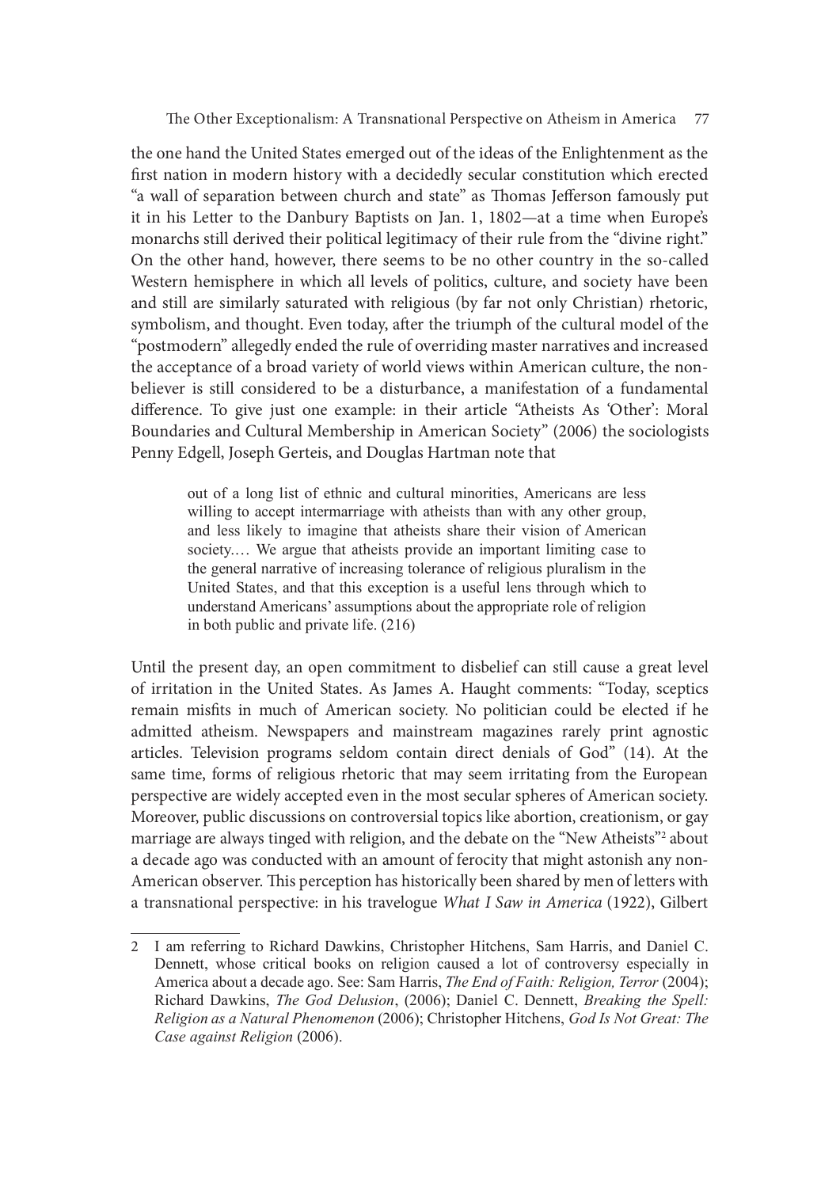the one hand the United States emerged out of the ideas of the Enlightenment as the first nation in modern history with a decidedly secular constitution which erected "a wall of separation between church and state" as Thomas Jefferson famously put it in his Letter to the Danbury Baptists on Jan. 1, 1802—at a time when Europe's monarchs still derived their political legitimacy of their rule from the "divine right." On the other hand, however, there seems to be no other country in the so-called Western hemisphere in which all levels of politics, culture, and society have been and still are similarly saturated with religious (by far not only Christian) rhetoric, symbolism, and thought. Even today, after the triumph of the cultural model of the "postmodern" allegedly ended the rule of overriding master narratives and increased the acceptance of a broad variety of world views within American culture, the non-believer is still considered to be a disturbance, a manifestation of a fundamental difference. To give just one example: in their article "Atheists As 'Other': Moral Boundaries and Cultural Membership in American Society" (2006) the sociologists Penny Edgell, Joseph Gerteis, and Douglas Hartman note that

> out of a long list of ethnic and cultural minorities, Americans are less willing to accept intermarriage with atheists than with any other group, and less likely to imagine that atheists share their vision of American society.… We argue that atheists provide an important limiting case to the general narrative of increasing tolerance of religious pluralism in the United States, and that this exception is a useful lens through which to understand Americans' assumptions about the appropriate role of religion in both public and private life. (216)

Until the present day, an open commitment to disbelief can still cause a great level of irritation in the United States. As James A. Haught comments: "Today, sceptics remain misfits in much of American society. No politician could be elected if he admitted atheism. Newspapers and mainstream magazines rarely print agnostic articles. Television programs seldom contain direct denials of God" (14). At the same time, forms of religious rhetoric that may seem irritating from the European perspective are widely accepted even in the most secular spheres of American society. Moreover, public discussions on controversial topics like abortion, creationism, or gay marriage are always tinged with religion, and the debate on the "New Atheists"[2] about a decade ago was conducted with an amount of ferocity that might astonish any non-American observer. This perception has historically been shared by men of letters with a transnational perspective: in his travelogue *What I Saw in America* (1922), Gilbert

---

[2] I am referring to Richard Dawkins, Christopher Hitchens, Sam Harris, and Daniel C. Dennett, whose critical books on religion caused a lot of controversy especially in America about a decade ago. See: Sam Harris, *The End of Faith: Religion, Terror* (2004); Richard Dawkins, *The God Delusion*, (2006); Daniel C. Dennett, *Breaking the Spell: Religion as a Natural Phenomenon* (2006); Christopher Hitchens, *God Is Not Great: The Case against Religion* (2006).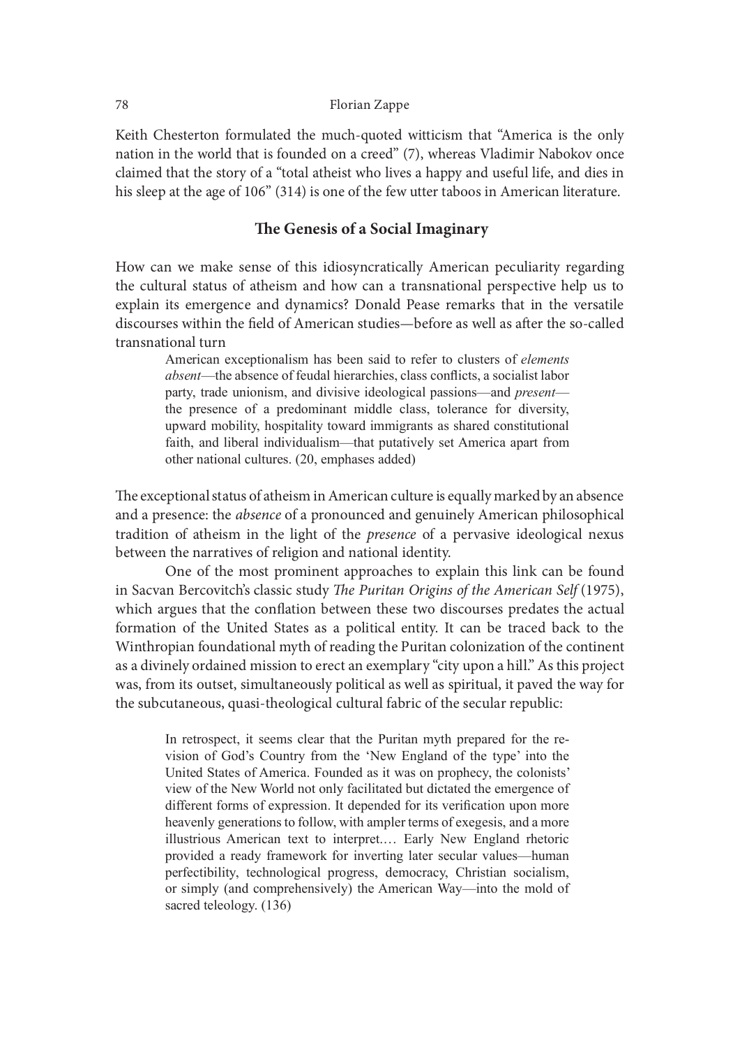Keith Chesterton formulated the much-quoted witticism that "America is the only nation in the world that is founded on a creed" (7), whereas Vladimir Nabokov once claimed that the story of a "total atheist who lives a happy and useful life, and dies in his sleep at the age of 106" (314) is one of the few utter taboos in American literature.

## The Genesis of a Social Imaginary

How can we make sense of this idiosyncratically American peculiarity regarding the cultural status of atheism and how can a transnational perspective help us to explain its emergence and dynamics? Donald Pease remarks that in the versatile discourses within the field of American studies—before as well as after the so-called transnational turn

> American exceptionalism has been said to refer to clusters of *elements absent*—the absence of feudal hierarchies, class conflicts, a socialist labor party, trade unionism, and divisive ideological passions—and *present*—the presence of a predominant middle class, tolerance for diversity, upward mobility, hospitality toward immigrants as shared constitutional faith, and liberal individualism—that putatively set America apart from other national cultures. (20, emphases added)

The exceptional status of atheism in American culture is equally marked by an absence and a presence: the *absence* of a pronounced and genuinely American philosophical tradition of atheism in the light of the *presence* of a pervasive ideological nexus between the narratives of religion and national identity.

One of the most prominent approaches to explain this link can be found in Sacvan Bercovitch's classic study *The Puritan Origins of the American Self* (1975), which argues that the conflation between these two discourses predates the actual formation of the United States as a political entity. It can be traced back to the Winthropian foundational myth of reading the Puritan colonization of the continent as a divinely ordained mission to erect an exemplary "city upon a hill." As this project was, from its outset, simultaneously political as well as spiritual, it paved the way for the subcutaneous, quasi-theological cultural fabric of the secular republic:

> In retrospect, it seems clear that the Puritan myth prepared for the revision of God's Country from the 'New England of the type' into the United States of America. Founded as it was on prophecy, the colonists' view of the New World not only facilitated but dictated the emergence of different forms of expression. It depended for its verification upon more heavenly generations to follow, with ampler terms of exegesis, and a more illustrious American text to interpret.… Early New England rhetoric provided a ready framework for inverting later secular values—human perfectibility, technological progress, democracy, Christian socialism, or simply (and comprehensively) the American Way—into the mold of sacred teleology. (136)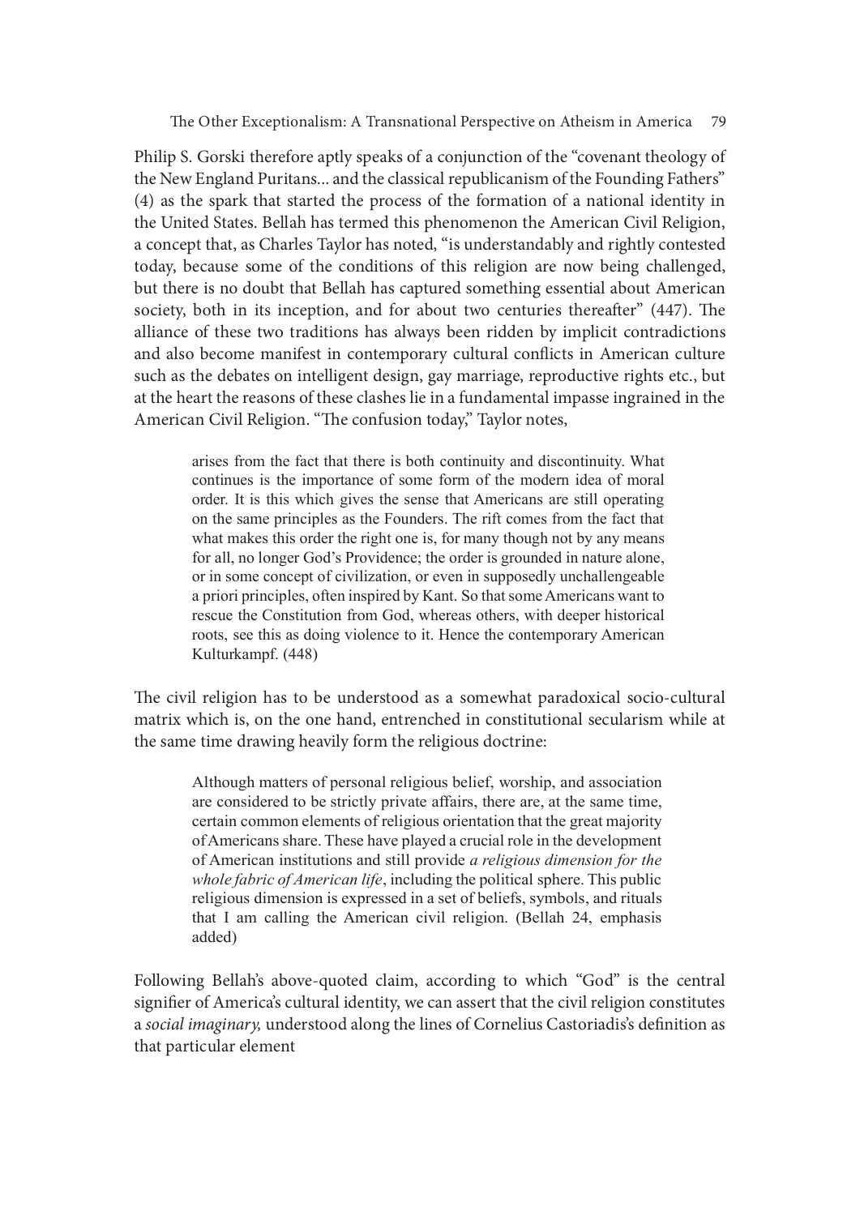Philip S. Gorski therefore aptly speaks of a conjunction of the "covenant theology of the New England Puritans... and the classical republicanism of the Founding Fathers" (4) as the spark that started the process of the formation of a national identity in the United States. Bellah has termed this phenomenon the American Civil Religion, a concept that, as Charles Taylor has noted, "is understandably and rightly contested today, because some of the conditions of this religion are now being challenged, but there is no doubt that Bellah has captured something essential about American society, both in its inception, and for about two centuries thereafter" (447). The alliance of these two traditions has always been ridden by implicit contradictions and also become manifest in contemporary cultural conflicts in American culture such as the debates on intelligent design, gay marriage, reproductive rights etc., but at the heart the reasons of these clashes lie in a fundamental impasse ingrained in the American Civil Religion. "The confusion today," Taylor notes,

> arises from the fact that there is both continuity and discontinuity. What continues is the importance of some form of the modern idea of moral order. It is this which gives the sense that Americans are still operating on the same principles as the Founders. The rift comes from the fact that what makes this order the right one is, for many though not by any means for all, no longer God's Providence; the order is grounded in nature alone, or in some concept of civilization, or even in supposedly unchallengeable a priori principles, often inspired by Kant. So that some Americans want to rescue the Constitution from God, whereas others, with deeper historical roots, see this as doing violence to it. Hence the contemporary American Kulturkampf. (448)

The civil religion has to be understood as a somewhat paradoxical socio-cultural matrix which is, on the one hand, entrenched in constitutional secularism while at the same time drawing heavily form the religious doctrine:

> Although matters of personal religious belief, worship, and association are considered to be strictly private affairs, there are, at the same time, certain common elements of religious orientation that the great majority of Americans share. These have played a crucial role in the development of American institutions and still provide *a religious dimension for the whole fabric of American life*, including the political sphere. This public religious dimension is expressed in a set of beliefs, symbols, and rituals that I am calling the American civil religion. (Bellah 24, emphasis added)

Following Bellah's above-quoted claim, according to which "God" is the central signifier of America's cultural identity, we can assert that the civil religion constitutes a *social imaginary,* understood along the lines of Cornelius Castoriadis's definition as that particular element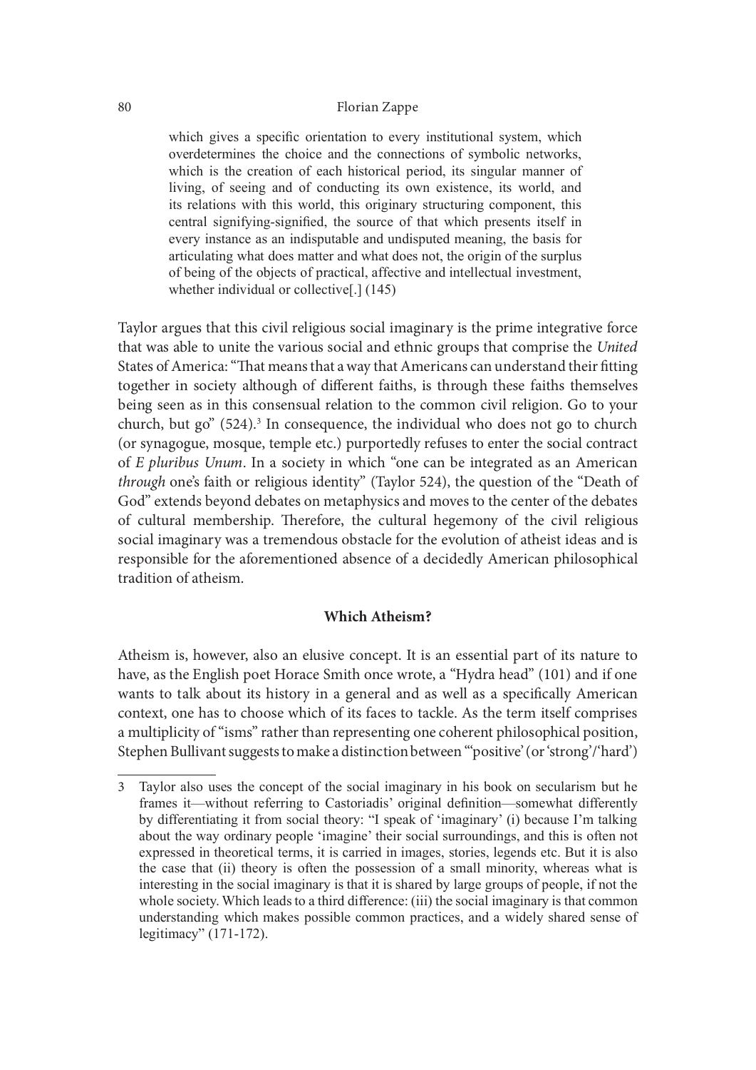> which gives a specific orientation to every institutional system, which overdetermines the choice and the connections of symbolic networks, which is the creation of each historical period, its singular manner of living, of seeing and of conducting its own existence, its world, and its relations with this world, this originary structuring component, this central signifying-signified, the source of that which presents itself in every instance as an indisputable and undisputed meaning, the basis for articulating what does matter and what does not, the origin of the surplus of being of the objects of practical, affective and intellectual investment, whether individual or collective[.] (145)

Taylor argues that this civil religious social imaginary is the prime integrative force that was able to unite the various social and ethnic groups that comprise the *United* States of America: "That means that a way that Americans can understand their fitting together in society although of different faiths, is through these faiths themselves being seen as in this consensual relation to the common civil religion. Go to your church, but go" (524).[3] In consequence, the individual who does not go to church (or synagogue, mosque, temple etc.) purportedly refuses to enter the social contract of *E pluribus Unum*. In a society in which "one can be integrated as an American *through* one's faith or religious identity" (Taylor 524), the question of the "Death of God" extends beyond debates on metaphysics and moves to the center of the debates of cultural membership. Therefore, the cultural hegemony of the civil religious social imaginary was a tremendous obstacle for the evolution of atheist ideas and is responsible for the aforementioned absence of a decidedly American philosophical tradition of atheism.

## Which Atheism?

Atheism is, however, also an elusive concept. It is an essential part of its nature to have, as the English poet Horace Smith once wrote, a "Hydra head" (101) and if one wants to talk about its history in a general and as well as a specifically American context, one has to choose which of its faces to tackle. As the term itself comprises a multiplicity of "isms" rather than representing one coherent philosophical position, Stephen Bullivant suggests to make a distinction between "'positive' (or 'strong'/'hard')

---

3 Taylor also uses the concept of the social imaginary in his book on secularism but he frames it—without referring to Castoriadis' original definition—somewhat differently by differentiating it from social theory: "I speak of 'imaginary' (i) because I'm talking about the way ordinary people 'imagine' their social surroundings, and this is often not expressed in theoretical terms, it is carried in images, stories, legends etc. But it is also the case that (ii) theory is often the possession of a small minority, whereas what is interesting in the social imaginary is that it is shared by large groups of people, if not the whole society. Which leads to a third difference: (iii) the social imaginary is that common understanding which makes possible common practices, and a widely shared sense of legitimacy" (171-172).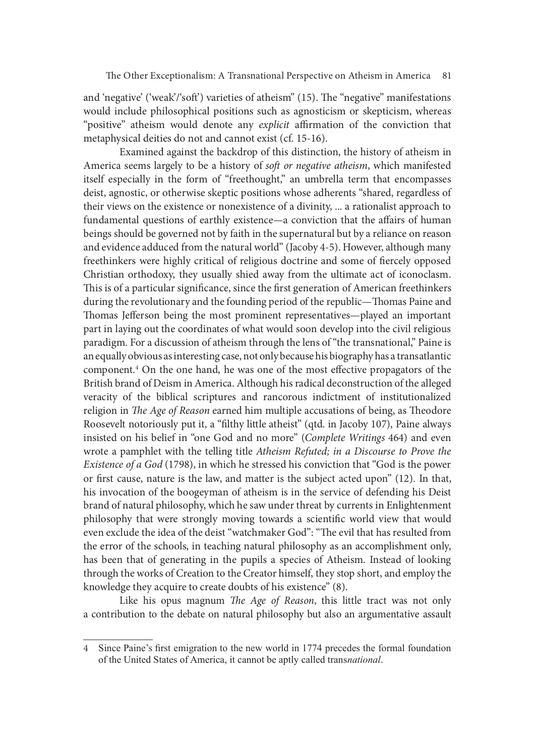and 'negative' ('weak'/'soft') varieties of atheism" (15). The "negative" manifestations would include philosophical positions such as agnosticism or skepticism, whereas "positive" atheism would denote any *explicit* affirmation of the conviction that metaphysical deities do not and cannot exist (cf. 15-16).

Examined against the backdrop of this distinction, the history of atheism in America seems largely to be a history of *soft or negative atheism*, which manifested itself especially in the form of "freethought," an umbrella term that encompasses deist, agnostic, or otherwise skeptic positions whose adherents "shared, regardless of their views on the existence or nonexistence of a divinity, ... a rationalist approach to fundamental questions of earthly existence—a conviction that the affairs of human beings should be governed not by faith in the supernatural but by a reliance on reason and evidence adduced from the natural world" (Jacoby 4-5). However, although many freethinkers were highly critical of religious doctrine and some of fiercely opposed Christian orthodoxy, they usually shied away from the ultimate act of iconoclasm. This is of a particular significance, since the first generation of American freethinkers during the revolutionary and the founding period of the republic—Thomas Paine and Thomas Jefferson being the most prominent representatives—played an important part in laying out the coordinates of what would soon develop into the civil religious paradigm. For a discussion of atheism through the lens of "the transnational," Paine is an equally obvious as interesting case, not only because his biography has a transatlantic component.[4] On the one hand, he was one of the most effective propagators of the British brand of Deism in America. Although his radical deconstruction of the alleged veracity of the biblical scriptures and rancorous indictment of institutionalized religion in *The Age of Reason* earned him multiple accusations of being, as Theodore Roosevelt notoriously put it, a "filthy little atheist" (qtd. in Jacoby 107), Paine always insisted on his belief in "one God and no more" (*Complete Writings* 464) and even wrote a pamphlet with the telling title *Atheism Refuted; in a Discourse to Prove the Existence of a God* (1798), in which he stressed his conviction that "God is the power or first cause, nature is the law, and matter is the subject acted upon" (12). In that, his invocation of the boogeyman of atheism is in the service of defending his Deist brand of natural philosophy, which he saw under threat by currents in Enlightenment philosophy that were strongly moving towards a scientific world view that would even exclude the idea of the deist "watchmaker God": "The evil that has resulted from the error of the schools, in teaching natural philosophy as an accomplishment only, has been that of generating in the pupils a species of Atheism. Instead of looking through the works of Creation to the Creator himself, they stop short, and employ the knowledge they acquire to create doubts of his existence" (8).

Like his opus magnum *The Age of Reason*, this little tract was not only a contribution to the debate on natural philosophy but also an argumentative assault

---

4 Since Paine's first emigration to the new world in 1774 precedes the formal foundation of the United States of America, it cannot be aptly called trans*national*.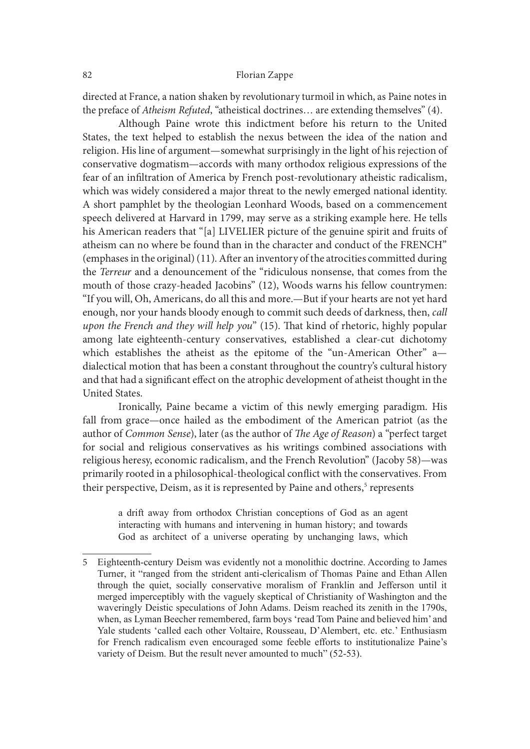directed at France, a nation shaken by revolutionary turmoil in which, as Paine notes in the preface of *Atheism Refuted*, "atheistical doctrines… are extending themselves" (4).

Although Paine wrote this indictment before his return to the United States, the text helped to establish the nexus between the idea of the nation and religion. His line of argument—somewhat surprisingly in the light of his rejection of conservative dogmatism—accords with many orthodox religious expressions of the fear of an infiltration of America by French post-revolutionary atheistic radicalism, which was widely considered a major threat to the newly emerged national identity. A short pamphlet by the theologian Leonhard Woods, based on a commencement speech delivered at Harvard in 1799, may serve as a striking example here. He tells his American readers that "[a] LIVELIER picture of the genuine spirit and fruits of atheism can no where be found than in the character and conduct of the FRENCH" (emphases in the original) (11). After an inventory of the atrocities committed during the *Terreur* and a denouncement of the "ridiculous nonsense, that comes from the mouth of those crazy-headed Jacobins" (12), Woods warns his fellow countrymen: "If you will, Oh, Americans, do all this and more.—But if your hearts are not yet hard enough, nor your hands bloody enough to commit such deeds of darkness, then, *call upon the French and they will help you*" (15). That kind of rhetoric, highly popular among late eighteenth-century conservatives, established a clear-cut dichotomy which establishes the atheist as the epitome of the "un-American Other" a—dialectical motion that has been a constant throughout the country's cultural history and that had a significant effect on the atrophic development of atheist thought in the United States.

Ironically, Paine became a victim of this newly emerging paradigm. His fall from grace—once hailed as the embodiment of the American patriot (as the author of *Common Sense*), later (as the author of *The Age of Reason*) a "perfect target for social and religious conservatives as his writings combined associations with religious heresy, economic radicalism, and the French Revolution" (Jacoby 58)—was primarily rooted in a philosophical-theological conflict with the conservatives. From their perspective, Deism, as it is represented by Paine and others,[5] represents

> a drift away from orthodox Christian conceptions of God as an agent interacting with humans and intervening in human history; and towards God as architect of a universe operating by unchanging laws, which

5 Eighteenth-century Deism was evidently not a monolithic doctrine. According to James Turner, it "ranged from the strident anti-clericalism of Thomas Paine and Ethan Allen through the quiet, socially conservative moralism of Franklin and Jefferson until it merged imperceptibly with the vaguely skeptical of Christianity of Washington and the waveringly Deistic speculations of John Adams. Deism reached its zenith in the 1790s, when, as Lyman Beecher remembered, farm boys 'read Tom Paine and believed him' and Yale students 'called each other Voltaire, Rousseau, D'Alembert, etc. etc.' Enthusiasm for French radicalism even encouraged some feeble efforts to institutionalize Paine's variety of Deism. But the result never amounted to much" (52-53).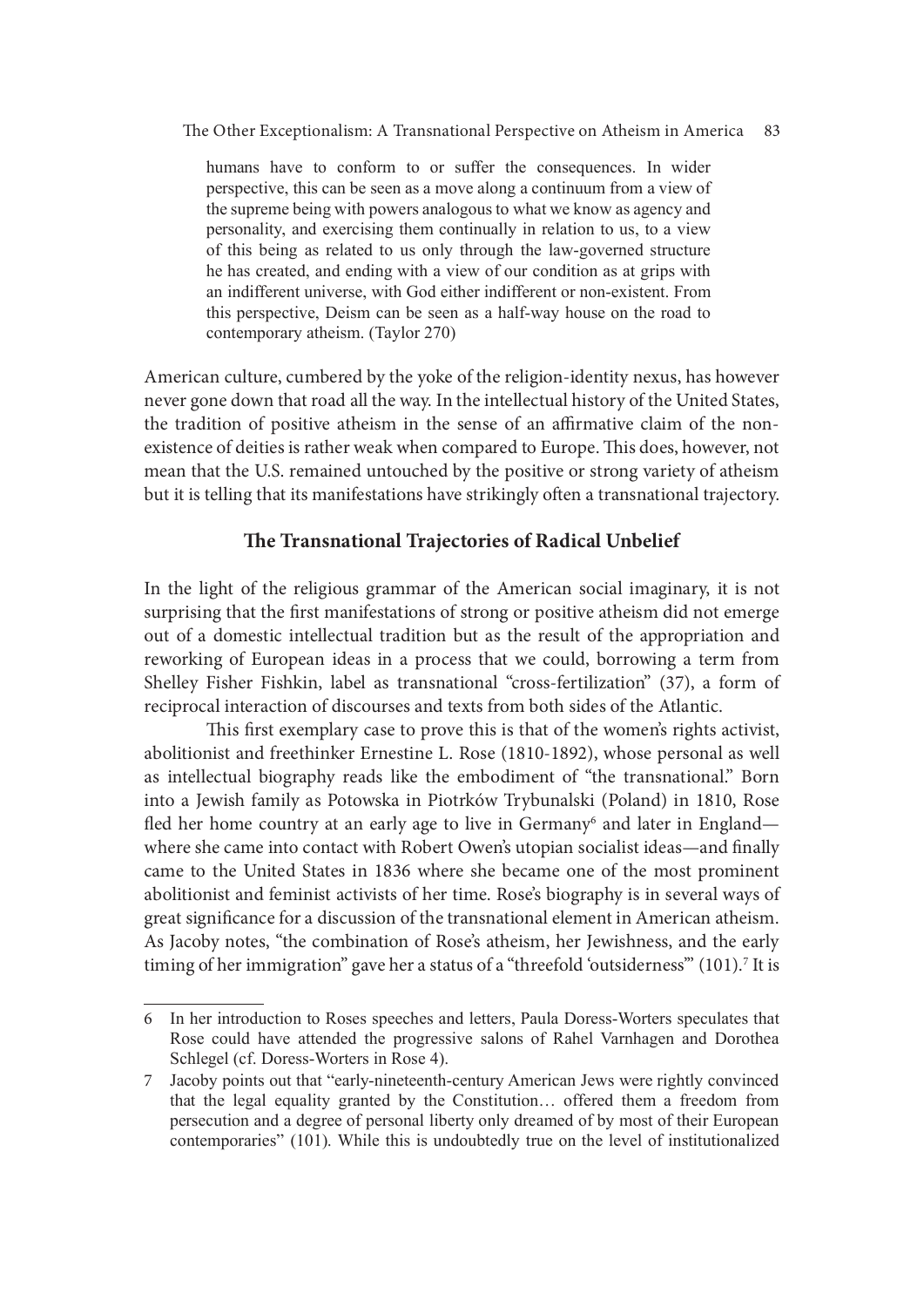> humans have to conform to or suffer the consequences. In wider perspective, this can be seen as a move along a continuum from a view of the supreme being with powers analogous to what we know as agency and personality, and exercising them continually in relation to us, to a view of this being as related to us only through the law-governed structure he has created, and ending with a view of our condition as at grips with an indifferent universe, with God either indifferent or non-existent. From this perspective, Deism can be seen as a half-way house on the road to contemporary atheism. (Taylor 270)

American culture, cumbered by the yoke of the religion-identity nexus, has however never gone down that road all the way. In the intellectual history of the United States, the tradition of positive atheism in the sense of an affirmative claim of the non-existence of deities is rather weak when compared to Europe. This does, however, not mean that the U.S. remained untouched by the positive or strong variety of atheism but it is telling that its manifestations have strikingly often a transnational trajectory.

## The Transnational Trajectories of Radical Unbelief

In the light of the religious grammar of the American social imaginary, it is not surprising that the first manifestations of strong or positive atheism did not emerge out of a domestic intellectual tradition but as the result of the appropriation and reworking of European ideas in a process that we could, borrowing a term from Shelley Fisher Fishkin, label as transnational "cross-fertilization" (37), a form of reciprocal interaction of discourses and texts from both sides of the Atlantic.

This first exemplary case to prove this is that of the women's rights activist, abolitionist and freethinker Ernestine L. Rose (1810-1892), whose personal as well as intellectual biography reads like the embodiment of "the transnational." Born into a Jewish family as Potowska in Piotrków Trybunalski (Poland) in 1810, Rose fled her home country at an early age to live in Germany[6] and later in England—where she came into contact with Robert Owen's utopian socialist ideas—and finally came to the United States in 1836 where she became one of the most prominent abolitionist and feminist activists of her time. Rose's biography is in several ways of great significance for a discussion of the transnational element in American atheism. As Jacoby notes, "the combination of Rose's atheism, her Jewishness, and the early timing of her immigration" gave her a status of a "threefold 'outsiderness'" (101).[7] It is

---

6 In her introduction to Roses speeches and letters, Paula Doress-Worters speculates that Rose could have attended the progressive salons of Rahel Varnhagen and Dorothea Schlegel (cf. Doress-Worters in Rose 4).

7 Jacoby points out that "early-nineteenth-century American Jews were rightly convinced that the legal equality granted by the Constitution… offered them a freedom from persecution and a degree of personal liberty only dreamed of by most of their European contemporaries" (101). While this is undoubtedly true on the level of institutionalized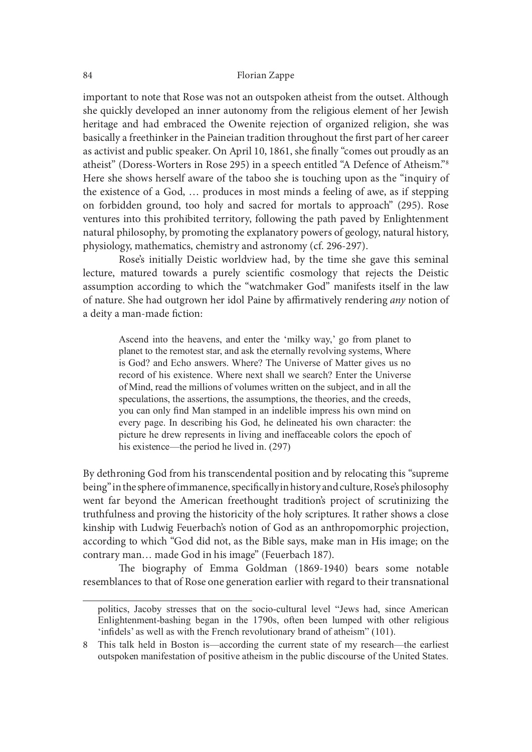important to note that Rose was not an outspoken atheist from the outset. Although she quickly developed an inner autonomy from the religious element of her Jewish heritage and had embraced the Owenite rejection of organized religion, she was basically a freethinker in the Paineian tradition throughout the first part of her career as activist and public speaker. On April 10, 1861, she finally "comes out proudly as an atheist" (Doress-Worters in Rose 295) in a speech entitled "A Defence of Atheism."[8] Here she shows herself aware of the taboo she is touching upon as the "inquiry of the existence of a God, … produces in most minds a feeling of awe, as if stepping on forbidden ground, too holy and sacred for mortals to approach" (295). Rose ventures into this prohibited territory, following the path paved by Enlightenment natural philosophy, by promoting the explanatory powers of geology, natural history, physiology, mathematics, chemistry and astronomy (cf. 296-297).

Rose's initially Deistic worldview had, by the time she gave this seminal lecture, matured towards a purely scientific cosmology that rejects the Deistic assumption according to which the "watchmaker God" manifests itself in the law of nature. She had outgrown her idol Paine by affirmatively rendering *any* notion of a deity a man-made fiction:

> Ascend into the heavens, and enter the 'milky way,' go from planet to planet to the remotest star, and ask the eternally revolving systems, Where is God? and Echo answers. Where? The Universe of Matter gives us no record of his existence. Where next shall we search? Enter the Universe of Mind, read the millions of volumes written on the subject, and in all the speculations, the assertions, the assumptions, the theories, and the creeds, you can only find Man stamped in an indelible impress his own mind on every page. In describing his God, he delineated his own character: the picture he drew represents in living and ineffaceable colors the epoch of his existence—the period he lived in. (297)

By dethroning God from his transcendental position and by relocating this "supreme being" in the sphere of immanence, specifically in history and culture, Rose's philosophy went far beyond the American freethought tradition's project of scrutinizing the truthfulness and proving the historicity of the holy scriptures. It rather shows a close kinship with Ludwig Feuerbach's notion of God as an anthropomorphic projection, according to which "God did not, as the Bible says, make man in His image; on the contrary man… made God in his image" (Feuerbach 187).

The biography of Emma Goldman (1869-1940) bears some notable resemblances to that of Rose one generation earlier with regard to their transnational

---

politics, Jacoby stresses that on the socio-cultural level "Jews had, since American Enlightenment-bashing began in the 1790s, often been lumped with other religious 'infidels' as well as with the French revolutionary brand of atheism" (101).

8 This talk held in Boston is—according the current state of my research—the earliest outspoken manifestation of positive atheism in the public discourse of the United States.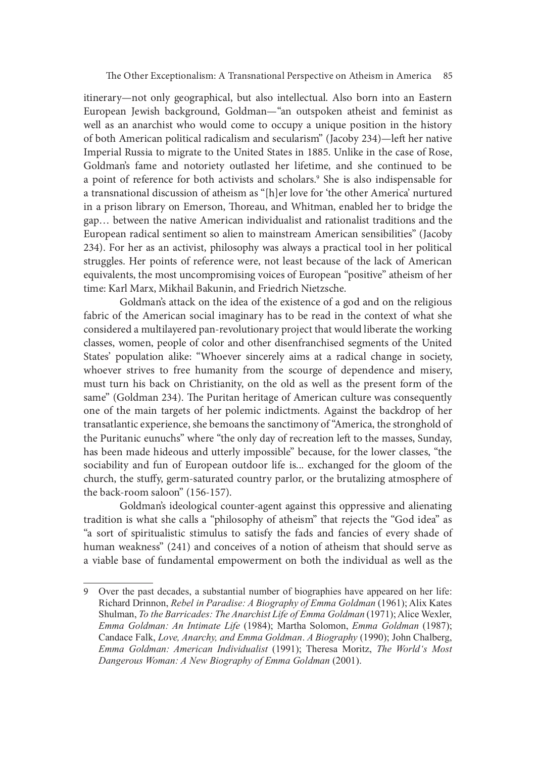itinerary—not only geographical, but also intellectual. Also born into an Eastern European Jewish background, Goldman—"an outspoken atheist and feminist as well as an anarchist who would come to occupy a unique position in the history of both American political radicalism and secularism" (Jacoby 234)—left her native Imperial Russia to migrate to the United States in 1885. Unlike in the case of Rose, Goldman's fame and notoriety outlasted her lifetime, and she continued to be a point of reference for both activists and scholars.[9] She is also indispensable for a transnational discussion of atheism as "[h]er love for 'the other America' nurtured in a prison library on Emerson, Thoreau, and Whitman, enabled her to bridge the gap… between the native American individualist and rationalist traditions and the European radical sentiment so alien to mainstream American sensibilities" (Jacoby 234). For her as an activist, philosophy was always a practical tool in her political struggles. Her points of reference were, not least because of the lack of American equivalents, the most uncompromising voices of European "positive" atheism of her time: Karl Marx, Mikhail Bakunin, and Friedrich Nietzsche.

Goldman's attack on the idea of the existence of a god and on the religious fabric of the American social imaginary has to be read in the context of what she considered a multilayered pan-revolutionary project that would liberate the working classes, women, people of color and other disenfranchised segments of the United States' population alike: "Whoever sincerely aims at a radical change in society, whoever strives to free humanity from the scourge of dependence and misery, must turn his back on Christianity, on the old as well as the present form of the same" (Goldman 234). The Puritan heritage of American culture was consequently one of the main targets of her polemic indictments. Against the backdrop of her transatlantic experience, she bemoans the sanctimony of "America, the stronghold of the Puritanic eunuchs" where "the only day of recreation left to the masses, Sunday, has been made hideous and utterly impossible" because, for the lower classes, "the sociability and fun of European outdoor life is... exchanged for the gloom of the church, the stuffy, germ-saturated country parlor, or the brutalizing atmosphere of the back-room saloon" (156-157).

Goldman's ideological counter-agent against this oppressive and alienating tradition is what she calls a "philosophy of atheism" that rejects the "God idea" as "a sort of spiritualistic stimulus to satisfy the fads and fancies of every shade of human weakness" (241) and conceives of a notion of atheism that should serve as a viable base of fundamental empowerment on both the individual as well as the

---

9 Over the past decades, a substantial number of biographies have appeared on her life: Richard Drinnon, *Rebel in Paradise: A Biography of Emma Goldman* (1961); Alix Kates Shulman, *To the Barricades: The Anarchist Life of Emma Goldman* (1971); Alice Wexler, *Emma Goldman: An Intimate Life* (1984); Martha Solomon, *Emma Goldman* (1987); Candace Falk, *Love, Anarchy, and Emma Goldman. A Biography* (1990); John Chalberg, *Emma Goldman: American Individualist* (1991); Theresa Moritz, *The World's Most Dangerous Woman: A New Biography of Emma Goldman* (2001).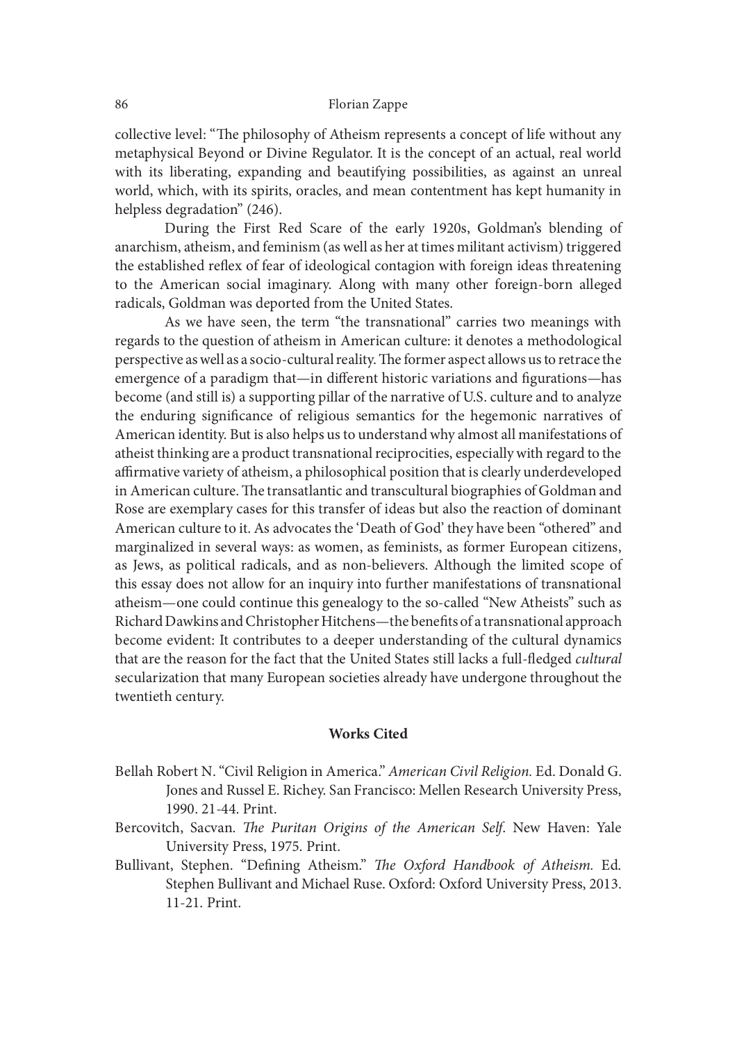collective level: "The philosophy of Atheism represents a concept of life without any metaphysical Beyond or Divine Regulator. It is the concept of an actual, real world with its liberating, expanding and beautifying possibilities, as against an unreal world, which, with its spirits, oracles, and mean contentment has kept humanity in helpless degradation" (246).

During the First Red Scare of the early 1920s, Goldman's blending of anarchism, atheism, and feminism (as well as her at times militant activism) triggered the established reflex of fear of ideological contagion with foreign ideas threatening to the American social imaginary. Along with many other foreign-born alleged radicals, Goldman was deported from the United States.

As we have seen, the term "the transnational" carries two meanings with regards to the question of atheism in American culture: it denotes a methodological perspective as well as a socio-cultural reality. The former aspect allows us to retrace the emergence of a paradigm that—in different historic variations and figurations—has become (and still is) a supporting pillar of the narrative of U.S. culture and to analyze the enduring significance of religious semantics for the hegemonic narratives of American identity. But is also helps us to understand why almost all manifestations of atheist thinking are a product transnational reciprocities, especially with regard to the affirmative variety of atheism, a philosophical position that is clearly underdeveloped in American culture. The transatlantic and transcultural biographies of Goldman and Rose are exemplary cases for this transfer of ideas but also the reaction of dominant American culture to it. As advocates the 'Death of God' they have been "othered" and marginalized in several ways: as women, as feminists, as former European citizens, as Jews, as political radicals, and as non-believers. Although the limited scope of this essay does not allow for an inquiry into further manifestations of transnational atheism—one could continue this genealogy to the so-called "New Atheists" such as Richard Dawkins and Christopher Hitchens—the benefits of a transnational approach become evident: It contributes to a deeper understanding of the cultural dynamics that are the reason for the fact that the United States still lacks a full-fledged *cultural* secularization that many European societies already have undergone throughout the twentieth century.

### Works Cited

Bellah Robert N. "Civil Religion in America." *American Civil Religion.* Ed. Donald G. Jones and Russel E. Richey. San Francisco: Mellen Research University Press, 1990. 21-44. Print.

Bercovitch, Sacvan. *The Puritan Origins of the American Self*. New Haven: Yale University Press, 1975. Print.

Bullivant, Stephen. "Defining Atheism." *The Oxford Handbook of Atheism.* Ed. Stephen Bullivant and Michael Ruse. Oxford: Oxford University Press, 2013. 11-21. Print.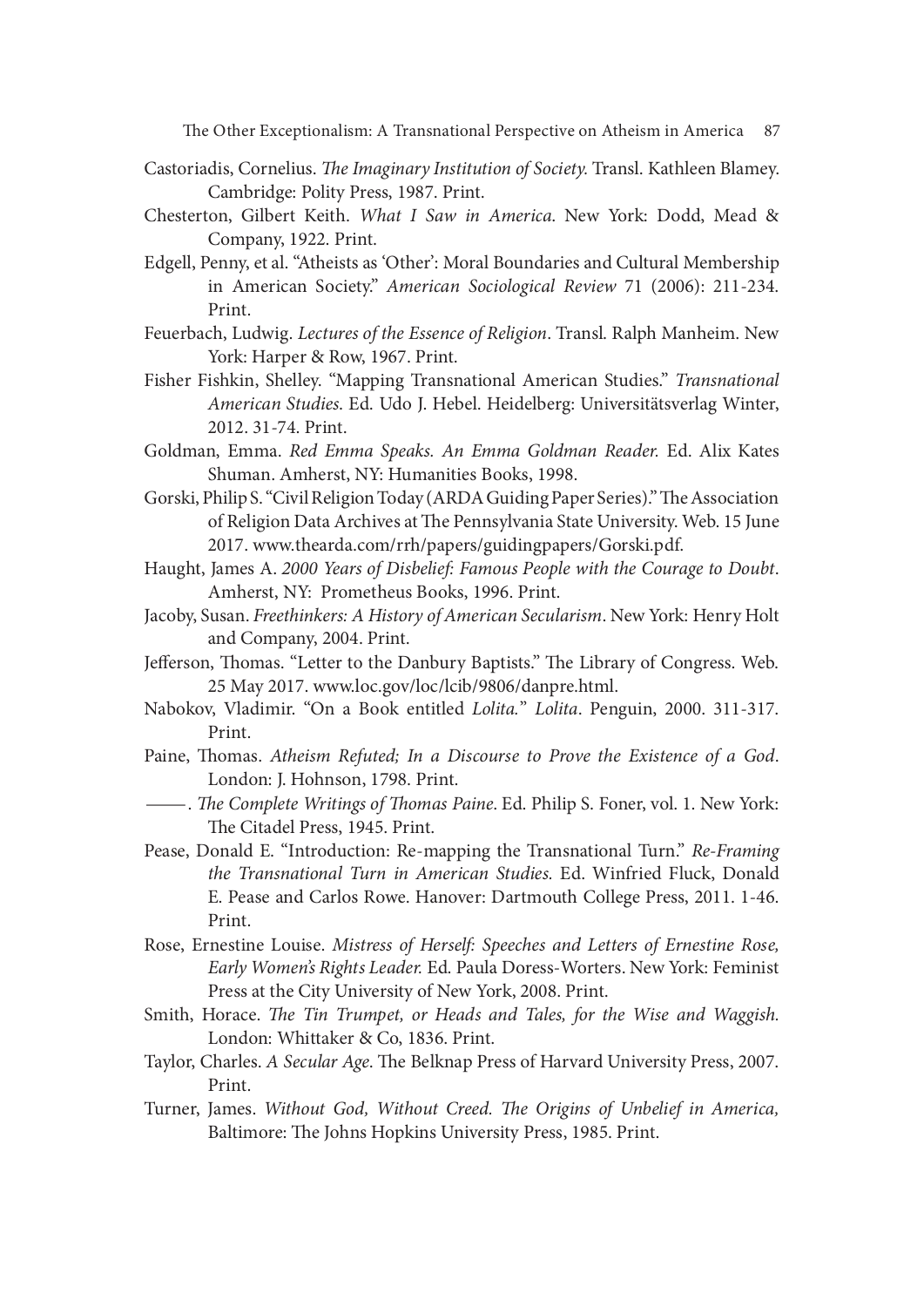Castoriadis, Cornelius. *The Imaginary Institution of Society.* Transl. Kathleen Blamey. Cambridge: Polity Press, 1987. Print.

Chesterton, Gilbert Keith. *What I Saw in America.* New York: Dodd, Mead & Company, 1922. Print.

Edgell, Penny, et al. "Atheists as 'Other': Moral Boundaries and Cultural Membership in American Society." *American Sociological Review* 71 (2006): 211-234. Print.

Feuerbach, Ludwig. *Lectures of the Essence of Religion*. Transl. Ralph Manheim. New York: Harper & Row, 1967. Print.

Fisher Fishkin, Shelley. "Mapping Transnational American Studies." *Transnational American Studies.* Ed. Udo J. Hebel. Heidelberg: Universitätsverlag Winter, 2012. 31-74. Print.

Goldman, Emma. *Red Emma Speaks. An Emma Goldman Reader.* Ed. Alix Kates Shuman. Amherst, NY: Humanities Books, 1998.

Gorski, Philip S. "Civil Religion Today (ARDA Guiding Paper Series)." The Association of Religion Data Archives at The Pennsylvania State University. Web. 15 June 2017. www.thearda.com/rrh/papers/guidingpapers/Gorski.pdf.

Haught, James A. *2000 Years of Disbelief: Famous People with the Courage to Doubt*. Amherst, NY: Prometheus Books, 1996. Print.

Jacoby, Susan. *Freethinkers: A History of American Secularism*. New York: Henry Holt and Company, 2004. Print.

Jefferson, Thomas. "Letter to the Danbury Baptists." The Library of Congress. Web. 25 May 2017. www.loc.gov/loc/lcib/9806/danpre.html.

Nabokov, Vladimir. "On a Book entitled *Lolita.*" *Lolita*. Penguin, 2000. 311-317. Print.

Paine, Thomas. *Atheism Refuted; In a Discourse to Prove the Existence of a God*. London: J. Hohnson, 1798. Print.

——. *The Complete Writings of Thomas Paine*. Ed. Philip S. Foner, vol. 1. New York: The Citadel Press, 1945. Print.

Pease, Donald E. "Introduction: Re-mapping the Transnational Turn." *Re-Framing the Transnational Turn in American Studies.* Ed. Winfried Fluck, Donald E. Pease and Carlos Rowe. Hanover: Dartmouth College Press, 2011. 1-46. Print.

Rose, Ernestine Louise. *Mistress of Herself: Speeches and Letters of Ernestine Rose, Early Women's Rights Leader.* Ed. Paula Doress-Worters. New York: Feminist Press at the City University of New York, 2008. Print.

Smith, Horace. *The Tin Trumpet, or Heads and Tales, for the Wise and Waggish.* London: Whittaker & Co, 1836. Print.

Taylor, Charles. *A Secular Age*. The Belknap Press of Harvard University Press, 2007. Print.

Turner, James. *Without God, Without Creed. The Origins of Unbelief in America,* Baltimore: The Johns Hopkins University Press, 1985. Print.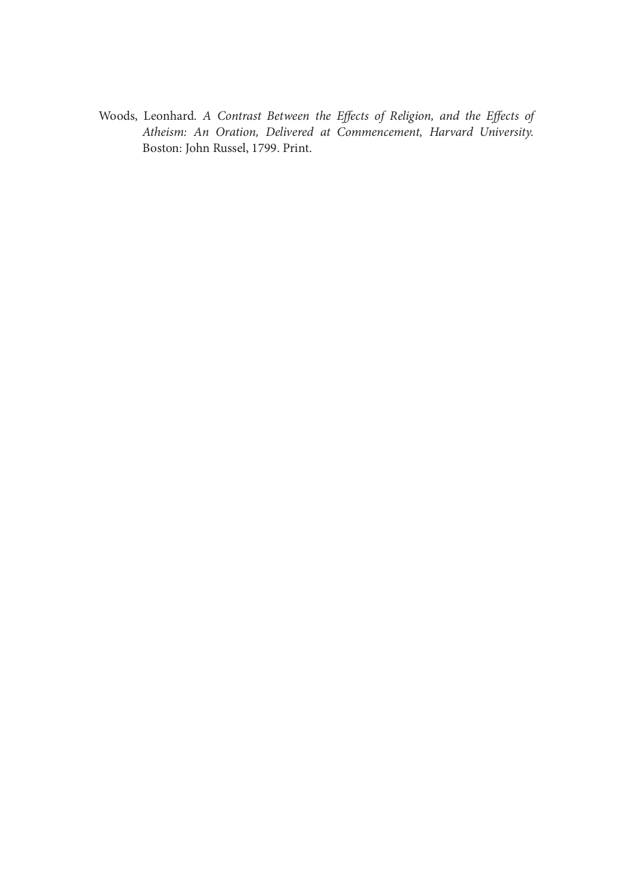Woods, Leonhard. *A Contrast Between the Effects of Religion, and the Effects of Atheism: An Oration, Delivered at Commencement, Harvard University.* Boston: John Russel, 1799. Print.